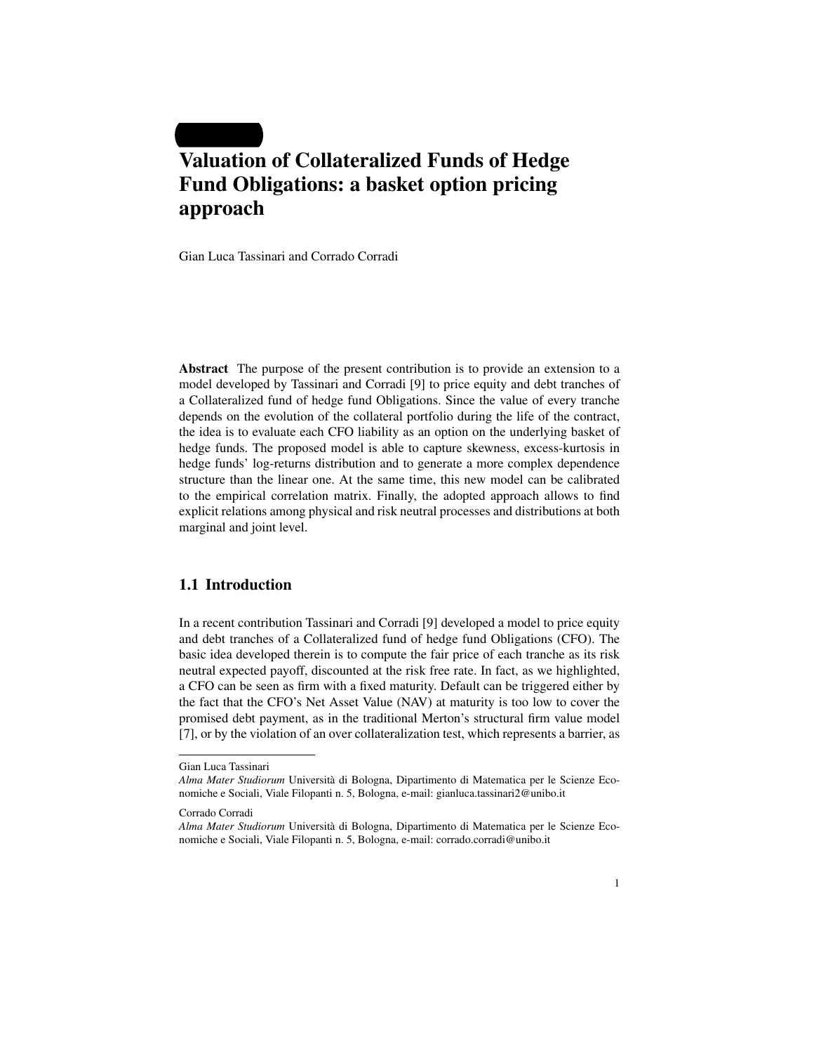# Valuation of Collateralized Funds of Hedge Fund Obligations: a basket option pricing approach

Gian Luca Tassinari and Corrado Corradi

**Abstract** The purpose of the present contribution is to provide an extension to a model developed by Tassinari and Corradi [9] to price equity and debt tranches of a Collateralized fund of hedge fund Obligations. Since the value of every tranche depends on the evolution of the collateral portfolio during the life of the contract, the idea is to evaluate each CFO liability as an option on the underlying basket of hedge funds. The proposed model is able to capture skewness, excess-kurtosis in hedge funds' log-returns distribution and to generate a more complex dependence structure than the linear one. At the same time, this new model can be calibrated to the empirical correlation matrix. Finally, the adopted approach allows to find explicit relations among physical and risk neutral processes and distributions at both marginal and joint level.

## 1.1 Introduction

In a recent contribution Tassinari and Corradi [9] developed a model to price equity and debt tranches of a Collateralized fund of hedge fund Obligations (CFO). The basic idea developed therein is to compute the fair price of each tranche as its risk neutral expected payoff, discounted at the risk free rate. In fact, as we highlighted, a CFO can be seen as firm with a fixed maturity. Default can be triggered either by the fact that the CFO's Net Asset Value (NAV) at maturity is too low to cover the promised debt payment, as in the traditional Merton's structural firm value model [7], or by the violation of an over collateralization test, which represents a barrier, as

---

Gian Luca Tassinari
*Alma Mater Studiorum* Università di Bologna, Dipartimento di Matematica per le Scienze Economiche e Sociali, Viale Filopanti n. 5, Bologna, e-mail: gianluca.tassinari2@unibo.it

Corrado Corradi
*Alma Mater Studiorum* Università di Bologna, Dipartimento di Matematica per le Scienze Economiche e Sociali, Viale Filopanti n. 5, Bologna, e-mail: corrado.corradi@unibo.it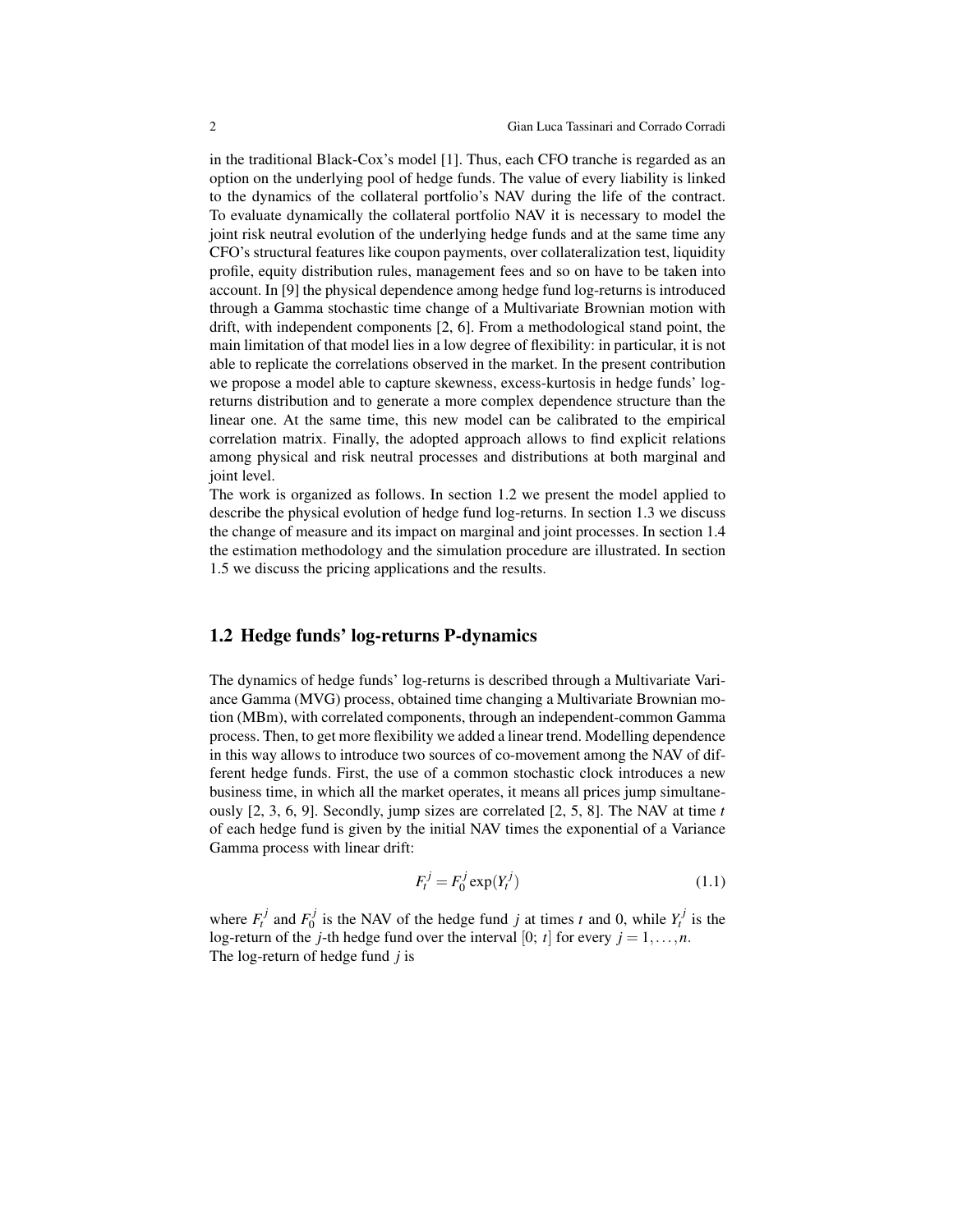in the traditional Black-Cox's model [1]. Thus, each CFO tranche is regarded as an option on the underlying pool of hedge funds. The value of every liability is linked to the dynamics of the collateral portfolio's NAV during the life of the contract. To evaluate dynamically the collateral portfolio NAV it is necessary to model the joint risk neutral evolution of the underlying hedge funds and at the same time any CFO's structural features like coupon payments, over collateralization test, liquidity profile, equity distribution rules, management fees and so on have to be taken into account. In [9] the physical dependence among hedge fund log-returns is introduced through a Gamma stochastic time change of a Multivariate Brownian motion with drift, with independent components [2, 6]. From a methodological stand point, the main limitation of that model lies in a low degree of flexibility: in particular, it is not able to replicate the correlations observed in the market. In the present contribution we propose a model able to capture skewness, excess-kurtosis in hedge funds' log-returns distribution and to generate a more complex dependence structure than the linear one. At the same time, this new model can be calibrated to the empirical correlation matrix. Finally, the adopted approach allows to find explicit relations among physical and risk neutral processes and distributions at both marginal and joint level.

The work is organized as follows. In section 1.2 we present the model applied to describe the physical evolution of hedge fund log-returns. In section 1.3 we discuss the change of measure and its impact on marginal and joint processes. In section 1.4 the estimation methodology and the simulation procedure are illustrated. In section 1.5 we discuss the pricing applications and the results.

## 1.2 Hedge funds' log-returns P-dynamics

The dynamics of hedge funds' log-returns is described through a Multivariate Variance Gamma (MVG) process, obtained time changing a Multivariate Brownian motion (MBm), with correlated components, through an independent-common Gamma process. Then, to get more flexibility we added a linear trend. Modelling dependence in this way allows to introduce two sources of co-movement among the NAV of different hedge funds. First, the use of a common stochastic clock introduces a new business time, in which all the market operates, it means all prices jump simultaneously [2, 3, 6, 9]. Secondly, jump sizes are correlated [2, 5, 8]. The NAV at time $t$ of each hedge fund is given by the initial NAV times the exponential of a Variance Gamma process with linear drift:

$$F_t^j = F_0^j \exp(Y_t^j) \tag{1.1}$$

where $F_t^j$ and $F_0^j$ is the NAV of the hedge fund $j$ at times $t$ and 0, while $Y_t^j$ is the log-return of the $j$-th hedge fund over the interval $[0; t]$ for every $j = 1, \dots, n$.

The log-return of hedge fund $j$ is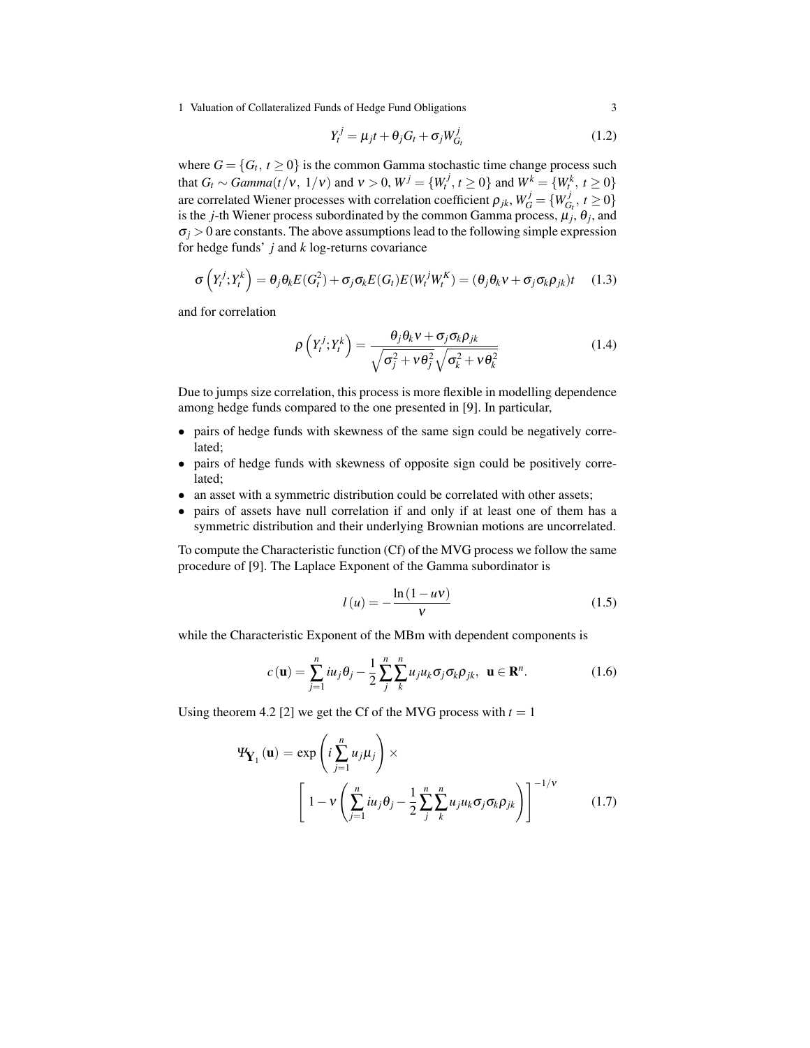$$Y_t^j = \mu_j t + \theta_j G_t + \sigma_j W_{G_t}^j \tag{1.2}$$

where $G = \{G_t,\, t \geq 0\}$ is the common Gamma stochastic time change process such that $G_t \sim Gamma(t/\nu,\ 1/\nu)$ and $\nu > 0$, $W^j = \{W_t^j,\, t \geq 0\}$ and $W^k = \{W_t^k,\, t \geq 0\}$ are correlated Wiener processes with correlation coefficient $\rho_{jk}$, $W_G^j = \{W_{G_t}^j,\, t \geq 0\}$ is the $j$-th Wiener process subordinated by the common Gamma process, $\mu_j$, $\theta_j$, and $\sigma_j > 0$ are constants. The above assumptions lead to the following simple expression for hedge funds' $j$ and $k$ log-returns covariance

$$\sigma\left(Y_t^j; Y_t^k\right) = \theta_j \theta_k E(G_t^2) + \sigma_j \sigma_k E(G_t) E(W_t^j W_t^K) = (\theta_j \theta_k \nu + \sigma_j \sigma_k \rho_{jk}) t \tag{1.3}$$

and for correlation

$$\rho\left(Y_t^j; Y_t^k\right) = \frac{\theta_j \theta_k \nu + \sigma_j \sigma_k \rho_{jk}}{\sqrt{\sigma_j^2 + \nu \theta_j^2}\sqrt{\sigma_k^2 + \nu \theta_k^2}} \tag{1.4}$$

Due to jumps size correlation, this process is more flexible in modelling dependence among hedge funds compared to the one presented in [9]. In particular,

- pairs of hedge funds with skewness of the same sign could be negatively correlated;
- pairs of hedge funds with skewness of opposite sign could be positively correlated;
- an asset with a symmetric distribution could be correlated with other assets;
- pairs of assets have null correlation if and only if at least one of them has a symmetric distribution and their underlying Brownian motions are uncorrelated.

To compute the Characteristic function (Cf) of the MVG process we follow the same procedure of [9]. The Laplace Exponent of the Gamma subordinator is

$$l(u) = -\frac{\ln(1 - u\nu)}{\nu} \tag{1.5}$$

while the Characteristic Exponent of the MBm with dependent components is

$$c(\mathbf{u}) = \sum_{j=1}^{n} i u_j \theta_j - \frac{1}{2} \sum_{j}^{n} \sum_{k}^{n} u_j u_k \sigma_j \sigma_k \rho_{jk}, \ \ \mathbf{u} \in \mathbf{R}^n. \tag{1.6}$$

Using theorem 4.2 [2] we get the Cf of the MVG process with $t = 1$

$$\Psi_{\mathbf{Y}_1}(\mathbf{u}) = \exp\left(i \sum_{j=1}^{n} u_j \mu_j\right) \times \left[1 - \nu \left(\sum_{j=1}^{n} i u_j \theta_j - \frac{1}{2} \sum_{j}^{n} \sum_{k}^{n} u_j u_k \sigma_j \sigma_k \rho_{jk}\right)\right]^{-1/\nu} \tag{1.7}$$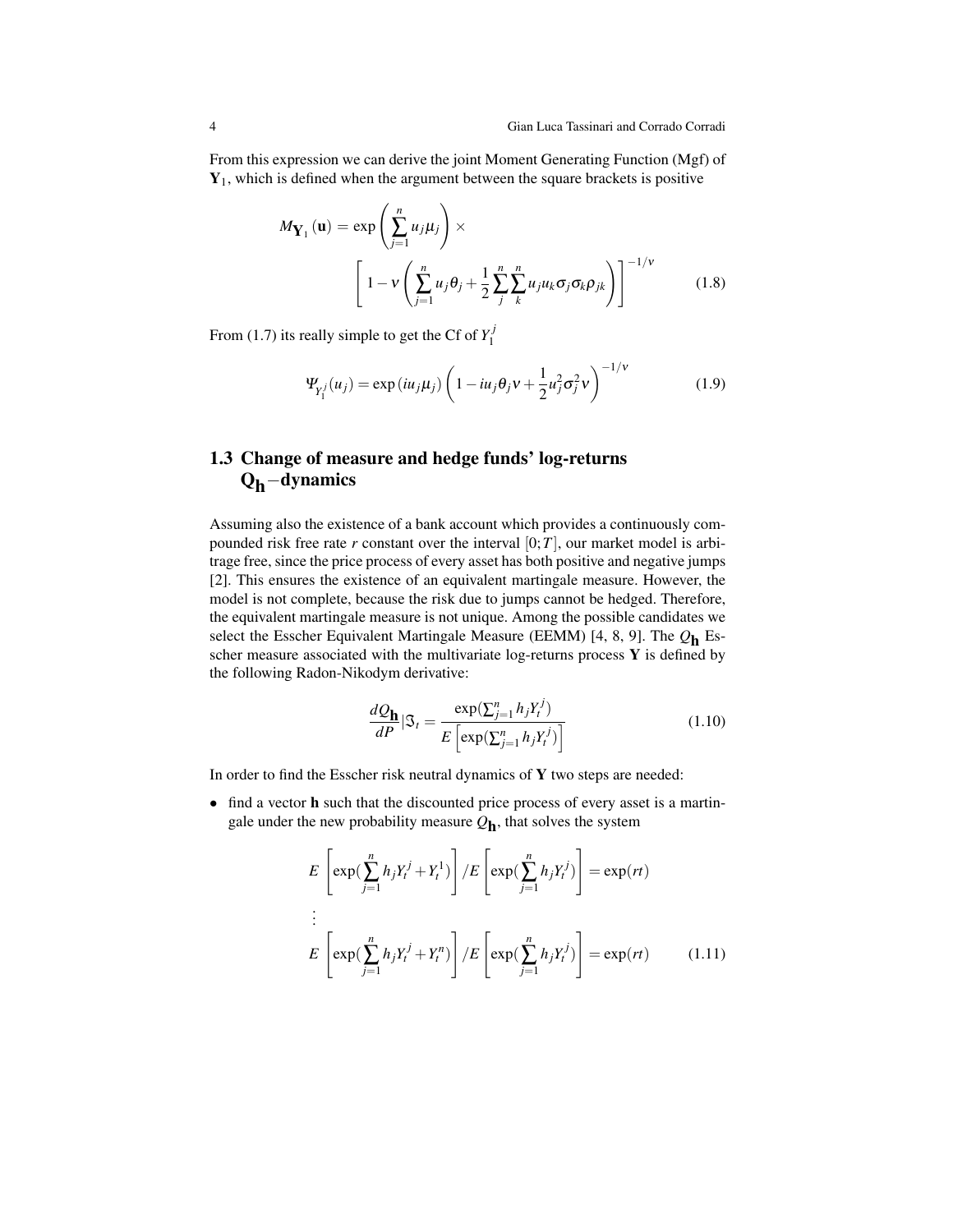From this expression we can derive the joint Moment Generating Function (Mgf) of $\mathbf{Y}_1$, which is defined when the argument between the square brackets is positive

$$M_{\mathbf{Y}_1}(\mathbf{u}) = \exp\left(\sum_{j=1}^{n} u_j \mu_j\right) \times \left[1 - \nu\left(\sum_{j=1}^{n} u_j \theta_j + \frac{1}{2}\sum_{j}^{n}\sum_{k}^{n} u_j u_k \sigma_j \sigma_k \rho_{jk}\right)\right]^{-1/\nu} \tag{1.8}$$

From (1.7) its really simple to get the Cf of $Y_1^j$

$$\Psi_{Y_1^j}(u_j) = \exp(iu_j\mu_j)\left(1 - iu_j\theta_j\nu + \frac{1}{2}u_j^2\sigma_j^2\nu\right)^{-1/\nu} \tag{1.9}$$

## 1.3 Change of measure and hedge funds' log-returns $\mathbf{Q_h}$−dynamics

Assuming also the existence of a bank account which provides a continuously compounded risk free rate $r$ constant over the interval $[0;T]$, our market model is arbitrage free, since the price process of every asset has both positive and negative jumps [2]. This ensures the existence of an equivalent martingale measure. However, the model is not complete, because the risk due to jumps cannot be hedged. Therefore, the equivalent martingale measure is not unique. Among the possible candidates we select the Esscher Equivalent Martingale Measure (EEMM) [4, 8, 9]. The $Q_{\mathbf{h}}$ Esscher measure associated with the multivariate log-returns process $\mathbf{Y}$ is defined by the following Radon-Nikodym derivative:

$$\frac{dQ_{\mathbf{h}}}{dP}|\Im_t = \frac{\exp(\sum_{j=1}^{n} h_j Y_t^j)}{E\left[\exp(\sum_{j=1}^{n} h_j Y_t^j)\right]} \tag{1.10}$$

In order to find the Esscher risk neutral dynamics of $\mathbf{Y}$ two steps are needed:

- find a vector $\mathbf{h}$ such that the discounted price process of every asset is a martingale under the new probability measure $Q_{\mathbf{h}}$, that solves the system

$$\begin{aligned}
&E\left[\exp(\sum_{j=1}^{n} h_j Y_t^j + Y_t^1)\right] / E\left[\exp(\sum_{j=1}^{n} h_j Y_t^j)\right] = \exp(rt) \\
&\vdots \\
&E\left[\exp(\sum_{j=1}^{n} h_j Y_t^j + Y_t^n)\right] / E\left[\exp(\sum_{j=1}^{n} h_j Y_t^j)\right] = \exp(rt)
\end{aligned} \tag{1.11}$$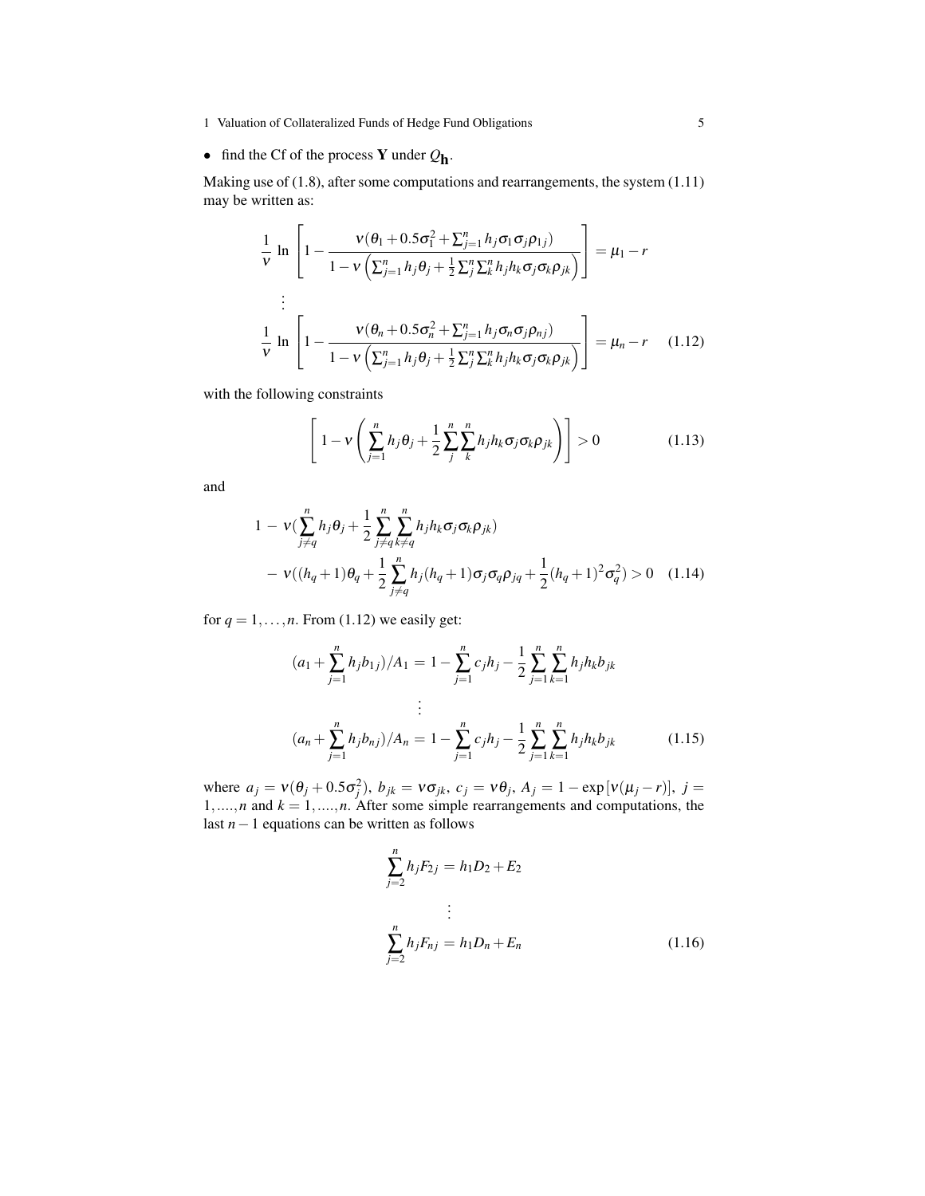- find the Cf of the process $\mathbf{Y}$ under $Q_{\mathbf{h}}$.

Making use of (1.8), after some computations and rearrangements, the system (1.11) may be written as:

$$
\begin{aligned}
\frac{1}{\nu}\ \ln\left[1-\frac{\nu(\theta_1+0.5\sigma_1^2+\sum_{j=1}^n h_j\sigma_1\sigma_j\rho_{1j})}{1-\nu\left(\sum_{j=1}^n h_j\theta_j+\frac{1}{2}\sum_j^n\sum_k^n h_jh_k\sigma_j\sigma_k\rho_{jk}\right)}\right] &= \mu_1-r\\
&\vdots\\
\frac{1}{\nu}\ \ln\left[1-\frac{\nu(\theta_n+0.5\sigma_n^2+\sum_{j=1}^n h_j\sigma_n\sigma_j\rho_{nj})}{1-\nu\left(\sum_{j=1}^n h_j\theta_j+\frac{1}{2}\sum_j^n\sum_k^n h_jh_k\sigma_j\sigma_k\rho_{jk}\right)}\right] &= \mu_n-r \qquad (1.12)
\end{aligned}
$$

with the following constraints

$$
\left[1-\nu\left(\sum_{j=1}^n h_j\theta_j+\frac{1}{2}\sum_j^n\sum_k^n h_jh_k\sigma_j\sigma_k\rho_{jk}\right)\right]>0 \qquad (1.13)
$$

and

$$
\begin{aligned}
1\ -\ \nu(&\sum_{j\neq q}^n h_j\theta_j+\frac{1}{2}\sum_{j\neq q}^n\sum_{k\neq q}^n h_jh_k\sigma_j\sigma_k\rho_{jk})\\
&-\ \nu((h_q+1)\theta_q+\frac{1}{2}\sum_{j\neq q}^n h_j(h_q+1)\sigma_j\sigma_q\rho_{jq}+\frac{1}{2}(h_q+1)^2\sigma_q^2)>0 \qquad (1.14)
\end{aligned}
$$

for $q=1,\ldots,n$. From (1.12) we easily get:

$$
\begin{aligned}
(a_1+\sum_{j=1}^n h_jb_{1j})/A_1 &= 1-\sum_{j=1}^n c_jh_j-\frac{1}{2}\sum_{j=1}^n\sum_{k=1}^n h_jh_kb_{jk}\\
&\vdots\\
(a_n+\sum_{j=1}^n h_jb_{nj})/A_n &= 1-\sum_{j=1}^n c_jh_j-\frac{1}{2}\sum_{j=1}^n\sum_{k=1}^n h_jh_kb_{jk} \qquad (1.15)
\end{aligned}
$$

where $a_j=\nu(\theta_j+0.5\sigma_j^2)$, $b_{jk}=\nu\sigma_{jk}$, $c_j=\nu\theta_j$, $A_j=1-\exp[\nu(\mu_j-r)]$, $j=1,\ldots.,n$ and $k=1,\ldots.,n$. After some simple rearrangements and computations, the last $n-1$ equations can be written as follows

$$
\begin{aligned}
\sum_{j=2}^n h_jF_{2j} &= h_1D_2+E_2\\
&\vdots\\
\sum_{j=2}^n h_jF_{nj} &= h_1D_n+E_n \qquad (1.16)
\end{aligned}
$$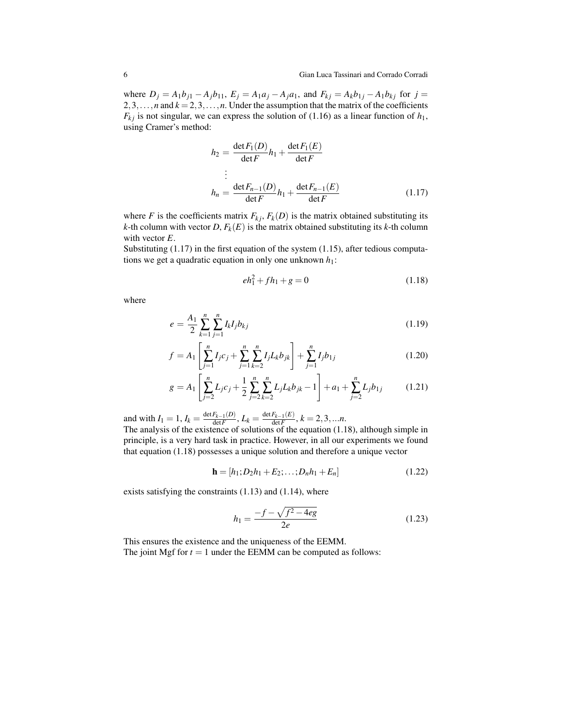where $D_j = A_1 b_{j1} - A_j b_{11}$, $E_j = A_1 a_j - A_j a_1$, and $F_{kj} = A_k b_{1j} - A_1 b_{kj}$ for $j = 2, 3, \ldots, n$ and $k = 2, 3, \ldots, n$. Under the assumption that the matrix of the coefficients $F_{kj}$ is not singular, we can express the solution of (1.16) as a linear function of $h_1$, using Cramer's method:

$$
\begin{aligned}
h_2 &= \frac{\det F_1(D)}{\det F} h_1 + \frac{\det F_1(E)}{\det F} \\
&\vdots \\
h_n &= \frac{\det F_{n-1}(D)}{\det F} h_1 + \frac{\det F_{n-1}(E)}{\det F}
\end{aligned} \tag{1.17}
$$

where $F$ is the coefficients matrix $F_{kj}$, $F_k(D)$ is the matrix obtained substituting its $k$-th column with vector $D$, $F_k(E)$ is the matrix obtained substituting its $k$-th column with vector $E$.
Substituting (1.17) in the first equation of the system (1.15), after tedious computations we get a quadratic equation in only one unknown $h_1$:

$$
e h_1^2 + f h_1 + g = 0 \tag{1.18}
$$

where

$$
e = \frac{A_1}{2} \sum_{k=1}^{n} \sum_{j=1}^{n} I_k I_j b_{kj} \tag{1.19}
$$

$$
f = A_1 \left[ \sum_{j=1}^{n} I_j c_j + \sum_{j=1}^{n} \sum_{k=2}^{n} I_j L_k b_{jk} \right] + \sum_{j=1}^{n} I_j b_{1j} \tag{1.20}
$$

$$
g = A_1 \left[ \sum_{j=2}^{n} L_j c_j + \frac{1}{2} \sum_{j=2}^{n} \sum_{k=2}^{n} L_j L_k b_{jk} - 1 \right] + a_1 + \sum_{j=2}^{n} L_j b_{1j} \tag{1.21}
$$

and with $I_1 = 1$, $I_k = \frac{\det F_{k-1}(D)}{\det F}$, $L_k = \frac{\det F_{k-1}(E)}{\det F}$, $k = 2, 3, \ldots n$.
The analysis of the existence of solutions of the equation (1.18), although simple in principle, is a very hard task in practice. However, in all our experiments we found that equation (1.18) possesses a unique solution and therefore a unique vector

$$
\mathbf{h} = [h_1; D_2 h_1 + E_2; \ldots; D_n h_1 + E_n] \tag{1.22}
$$

exists satisfying the constraints (1.13) and (1.14), where

$$
h_1 = \frac{-f - \sqrt{f^2 - 4eg}}{2e} \tag{1.23}
$$

This ensures the existence and the uniqueness of the EEMM.
The joint Mgf for $t = 1$ under the EEMM can be computed as follows: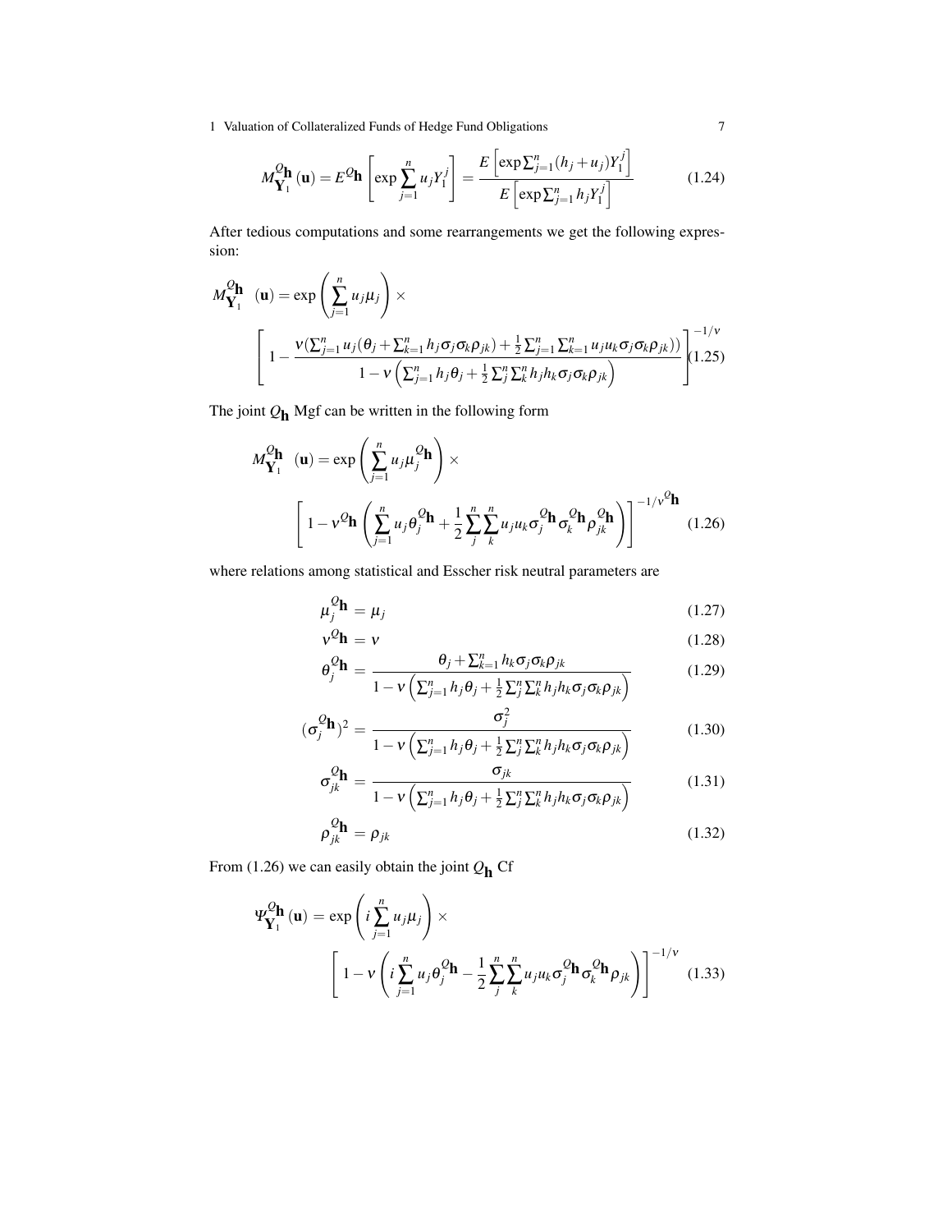$$M^{Q_{\mathbf{h}}}_{\mathbf{Y}_1}(\mathbf{u}) = E^{Q_{\mathbf{h}}}\left[\exp\sum_{j=1}^{n} u_j Y_1^j\right] = \frac{E\left[\exp\sum_{j=1}^{n}(h_j+u_j)Y_1^j\right]}{E\left[\exp\sum_{j=1}^{n} h_j Y_1^j\right]} \tag{1.24}$$

After tedious computations and some rearrangements we get the following expression:

$$M^{Q_{\mathbf{h}}}_{\mathbf{Y}_1}(\mathbf{u}) = \exp\left(\sum_{j=1}^{n} u_j \mu_j\right) \times \left[1 - \frac{\nu\left(\sum_{j=1}^{n} u_j(\theta_j + \sum_{k=1}^{n} h_j \sigma_j \sigma_k \rho_{jk}) + \frac{1}{2}\sum_{j=1}^{n}\sum_{k=1}^{n} u_j u_k \sigma_j \sigma_k \rho_{jk})\right)}{1 - \nu\left(\sum_{j=1}^{n} h_j \theta_j + \frac{1}{2}\sum_j^n \sum_k^n h_j h_k \sigma_j \sigma_k \rho_{jk}\right)}\right]^{-1/\nu} \tag{1.25}$$

The joint $Q_{\mathbf{h}}$ Mgf can be written in the following form

$$M^{Q_{\mathbf{h}}}_{\mathbf{Y}_1}(\mathbf{u}) = \exp\left(\sum_{j=1}^{n} u_j \mu_j^{Q_{\mathbf{h}}}\right) \times \left[1 - \nu^{Q_{\mathbf{h}}}\left(\sum_{j=1}^{n} u_j \theta_j^{Q_{\mathbf{h}}} + \frac{1}{2}\sum_{j}^{n}\sum_{k}^{n} u_j u_k \sigma_j^{Q_{\mathbf{h}}} \sigma_k^{Q_{\mathbf{h}}} \rho_{jk}^{Q_{\mathbf{h}}}\right)\right]^{-1/\nu^{Q_{\mathbf{h}}}} \tag{1.26}$$

where relations among statistical and Esscher risk neutral parameters are

$$\mu_j^{Q_{\mathbf{h}}} = \mu_j \tag{1.27}$$

$$\nu^{Q_{\mathbf{h}}} = \nu \tag{1.28}$$

$$\theta_j^{Q_{\mathbf{h}}} = \frac{\theta_j + \sum_{k=1}^{n} h_k \sigma_j \sigma_k \rho_{jk}}{1 - \nu\left(\sum_{j=1}^{n} h_j \theta_j + \frac{1}{2}\sum_j^n \sum_k^n h_j h_k \sigma_j \sigma_k \rho_{jk}\right)} \tag{1.29}$$

$$(\sigma_j^{Q_{\mathbf{h}}})^2 = \frac{\sigma_j^2}{1 - \nu\left(\sum_{j=1}^{n} h_j \theta_j + \frac{1}{2}\sum_j^n \sum_k^n h_j h_k \sigma_j \sigma_k \rho_{jk}\right)} \tag{1.30}$$

$$\sigma_{jk}^{Q_{\mathbf{h}}} = \frac{\sigma_{jk}}{1 - \nu\left(\sum_{j=1}^{n} h_j \theta_j + \frac{1}{2}\sum_j^n \sum_k^n h_j h_k \sigma_j \sigma_k \rho_{jk}\right)} \tag{1.31}$$

$$\rho_{jk}^{Q_{\mathbf{h}}} = \rho_{jk} \tag{1.32}$$

From (1.26) we can easily obtain the joint $Q_{\mathbf{h}}$ Cf

$$\Psi^{Q_{\mathbf{h}}}_{\mathbf{Y}_1}(\mathbf{u}) = \exp\left(i\sum_{j=1}^{n} u_j \mu_j\right) \times \left[1 - \nu\left(i\sum_{j=1}^{n} u_j \theta_j^{Q_{\mathbf{h}}} - \frac{1}{2}\sum_{j}^{n}\sum_{k}^{n} u_j u_k \sigma_j^{Q_{\mathbf{h}}} \sigma_k^{Q_{\mathbf{h}}} \rho_{jk}\right)\right]^{-1/\nu} \tag{1.33}$$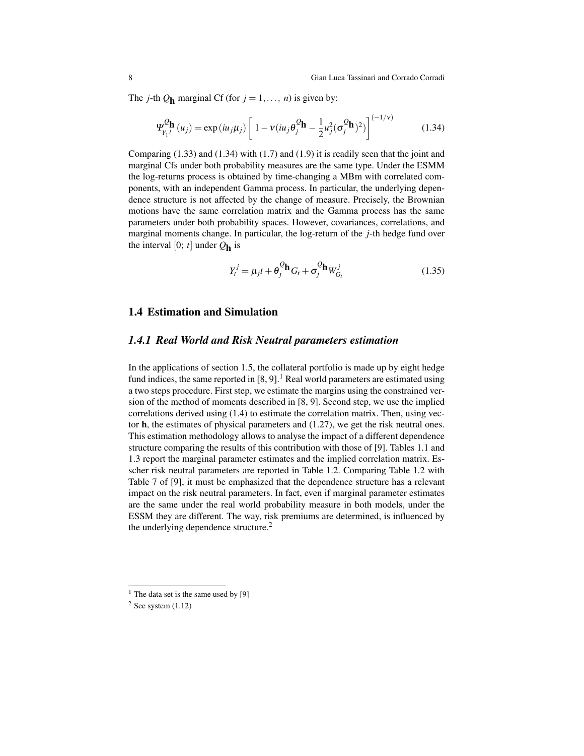The $j$-th $Q_{\mathbf{h}}$ marginal Cf (for $j = 1, \ldots, n$) is given by:

$$\Psi_{Y_1^j}^{Q_{\mathbf{h}}}(u_j) = \exp(iu_j\mu_j)\left[1 - \nu(iu_j\theta_j^{Q_{\mathbf{h}}} - \frac{1}{2}u_j^2(\sigma_j^{Q_{\mathbf{h}}})^2)\right]^{(-1/\nu)} \tag{1.34}$$

Comparing (1.33) and (1.34) with (1.7) and (1.9) it is readily seen that the joint and marginal Cfs under both probability measures are the same type. Under the ESMM the log-returns process is obtained by time-changing a MBm with correlated components, with an independent Gamma process. In particular, the underlying dependence structure is not affected by the change of measure. Precisely, the Brownian motions have the same correlation matrix and the Gamma process has the same parameters under both probability spaces. However, covariances, correlations, and marginal moments change. In particular, the log-return of the $j$-th hedge fund over the interval $[0; t]$ under $Q_{\mathbf{h}}$ is

$$Y_t^j = \mu_j t + \theta_j^{Q_{\mathbf{h}}} G_t + \sigma_j^{Q_{\mathbf{h}}} W_{G_t}^j \tag{1.35}$$

## 1.4 Estimation and Simulation

### *1.4.1 Real World and Risk Neutral parameters estimation*

In the applications of section 1.5, the collateral portfolio is made up by eight hedge fund indices, the same reported in [8, 9].[1] Real world parameters are estimated using a two steps procedure. First step, we estimate the margins using the constrained version of the method of moments described in [8, 9]. Second step, we use the implied correlations derived using (1.4) to estimate the correlation matrix. Then, using vector $\mathbf{h}$, the estimates of physical parameters and (1.27), we get the risk neutral ones. This estimation methodology allows to analyse the impact of a different dependence structure comparing the results of this contribution with those of [9]. Tables 1.1 and 1.3 report the marginal parameter estimates and the implied correlation matrix. Esscher risk neutral parameters are reported in Table 1.2. Comparing Table 1.2 with Table 7 of [9], it must be emphasized that the dependence structure has a relevant impact on the risk neutral parameters. In fact, even if marginal parameter estimates are the same under the real world probability measure in both models, under the ESSM they are different. The way, risk premiums are determined, is influenced by the underlying dependence structure.[2]

---

[1] The data set is the same used by [9]

[2] See system (1.12)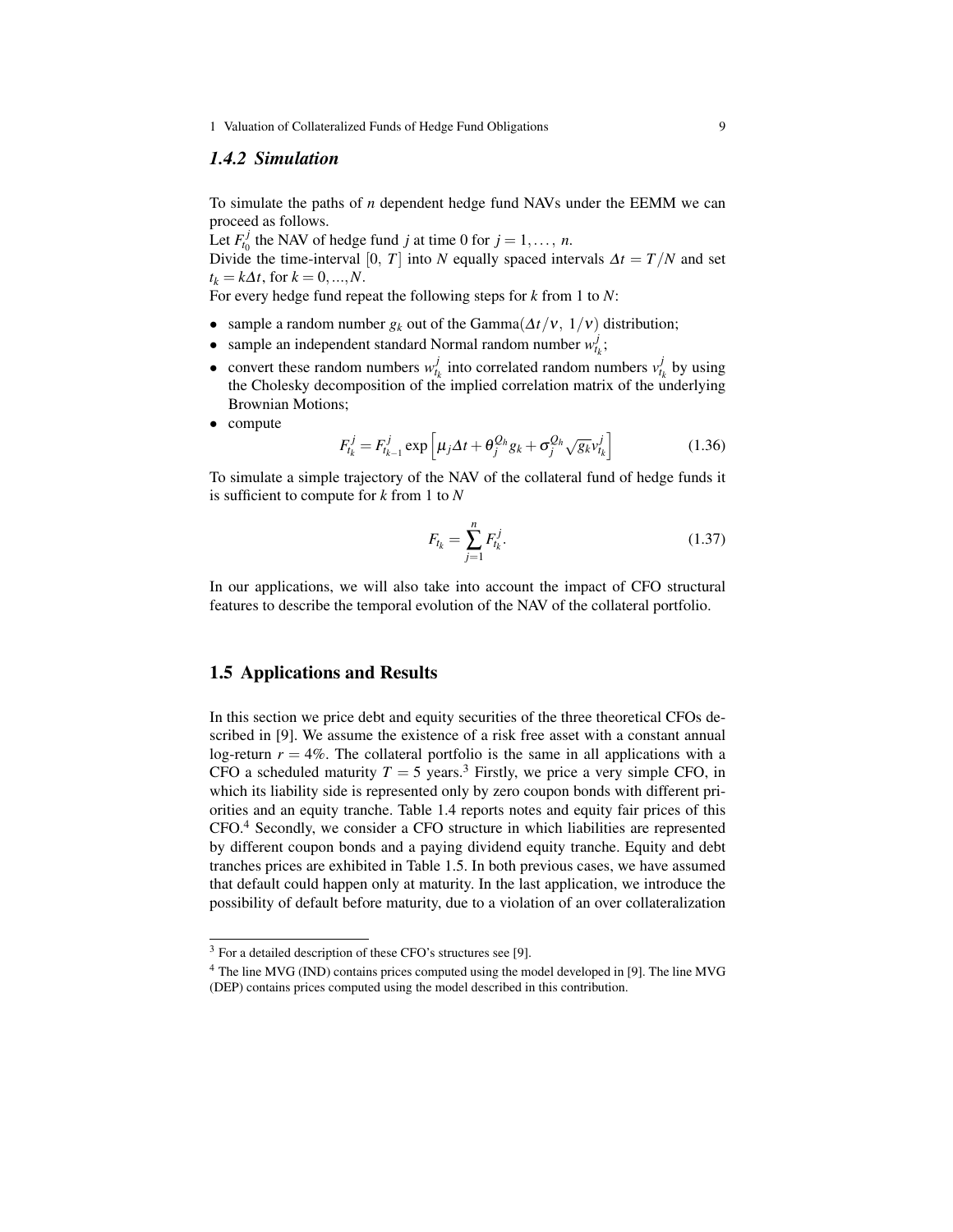### *1.4.2 Simulation*

To simulate the paths of $n$ dependent hedge fund NAVs under the EEMM we can proceed as follows.
Let $F_{t_0}^j$ the NAV of hedge fund $j$ at time 0 for $j = 1, \ldots, n$.
Divide the time-interval $[0, T]$ into $N$ equally spaced intervals $\Delta t = T/N$ and set $t_k = k\Delta t$, for $k = 0, ..., N$.
For every hedge fund repeat the following steps for $k$ from 1 to $N$:

- sample a random number $g_k$ out of the Gamma$(\Delta t/\nu,\ 1/\nu)$ distribution;
- sample an independent standard Normal random number $w_{t_k}^j$;
- convert these random numbers $w_{t_k}^j$ into correlated random numbers $v_{t_k}^j$ by using the Cholesky decomposition of the implied correlation matrix of the underlying Brownian Motions;
- compute

$$F_{t_k}^j = F_{t_{k-1}}^j \exp\left[\mu_j \Delta t + \theta_j^{Q_h} g_k + \sigma_j^{Q_h} \sqrt{g_k} v_{t_k}^j\right] \tag{1.36}$$

To simulate a simple trajectory of the NAV of the collateral fund of hedge funds it is sufficient to compute for $k$ from 1 to $N$

$$F_{t_k} = \sum_{j=1}^{n} F_{t_k}^j. \tag{1.37}$$

In our applications, we will also take into account the impact of CFO structural features to describe the temporal evolution of the NAV of the collateral portfolio.

## 1.5 Applications and Results

In this section we price debt and equity securities of the three theoretical CFOs described in [9]. We assume the existence of a risk free asset with a constant annual log-return $r = 4\%$. The collateral portfolio is the same in all applications with a CFO a scheduled maturity $T = 5$ years.[3] Firstly, we price a very simple CFO, in which its liability side is represented only by zero coupon bonds with different priorities and an equity tranche. Table 1.4 reports notes and equity fair prices of this CFO.[4] Secondly, we consider a CFO structure in which liabilities are represented by different coupon bonds and a paying dividend equity tranche. Equity and debt tranches prices are exhibited in Table 1.5. In both previous cases, we have assumed that default could happen only at maturity. In the last application, we introduce the possibility of default before maturity, due to a violation of an over collateralization

---

[3] For a detailed description of these CFO's structures see [9].

[4] The line MVG (IND) contains prices computed using the model developed in [9]. The line MVG (DEP) contains prices computed using the model described in this contribution.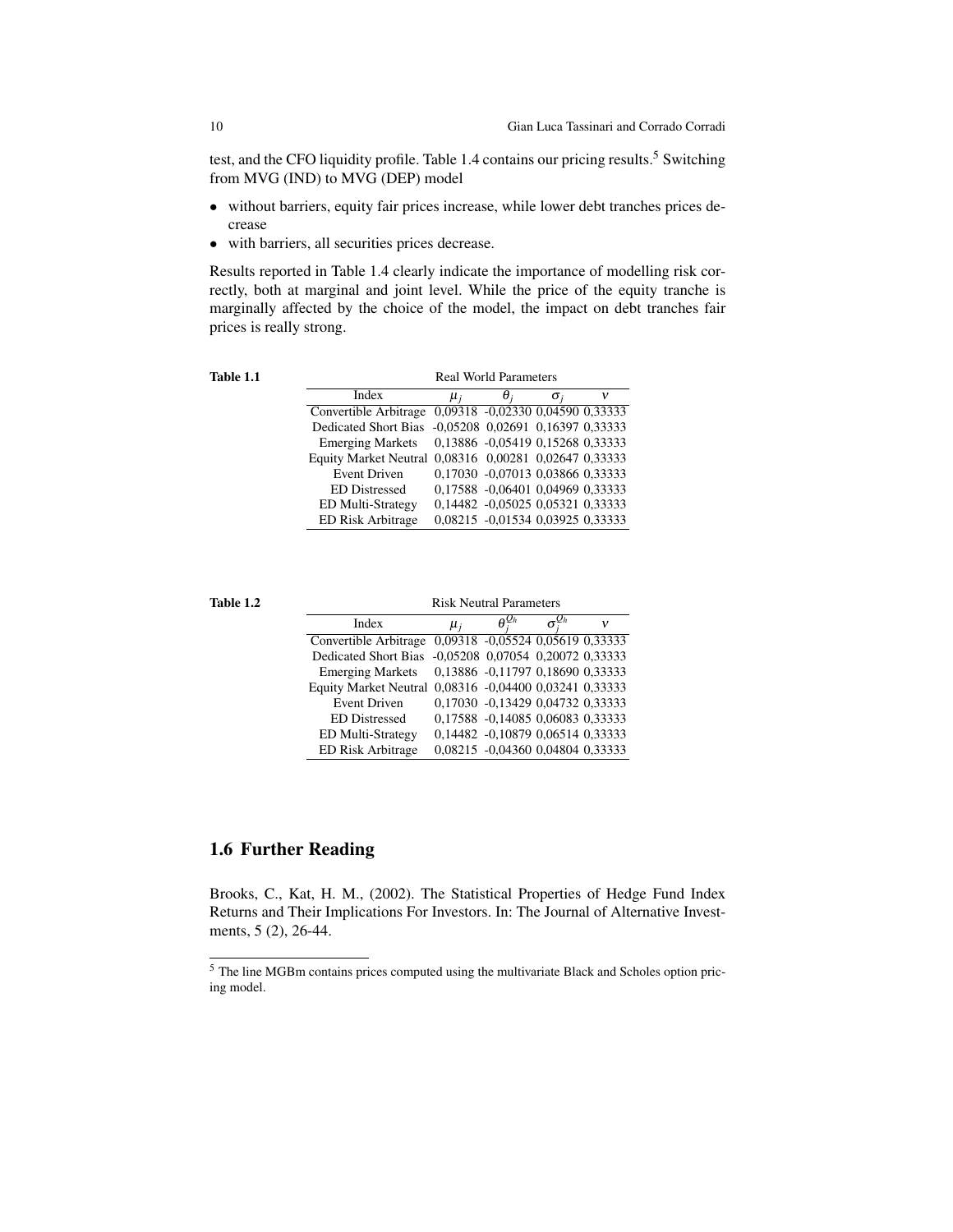test, and the CFO liquidity profile. Table 1.4 contains our pricing results.[5] Switching from MVG (IND) to MVG (DEP) model

- without barriers, equity fair prices increase, while lower debt tranches prices decrease
- with barriers, all securities prices decrease.

Results reported in Table 1.4 clearly indicate the importance of modelling risk correctly, both at marginal and joint level. While the price of the equity tranche is marginally affected by the choice of the model, the impact on debt tranches fair prices is really strong.

**Table 1.1** Real World Parameters

| Index | $\mu_j$ | $\theta_j$ | $\sigma_j$ | $\nu$ |
|---|---|---|---|---|
| Convertible Arbitrage | 0,09318 | -0,02330 | 0,04590 | 0,33333 |
| Dedicated Short Bias | -0,05208 | 0,02691 | 0,16397 | 0,33333 |
| Emerging Markets | 0,13886 | -0,05419 | 0,15268 | 0,33333 |
| Equity Market Neutral | 0,08316 | 0,00281 | 0,02647 | 0,33333 |
| Event Driven | 0,17030 | -0,07013 | 0,03866 | 0,33333 |
| ED Distressed | 0,17588 | -0,06401 | 0,04969 | 0,33333 |
| ED Multi-Strategy | 0,14482 | -0,05025 | 0,05321 | 0,33333 |
| ED Risk Arbitrage | 0,08215 | -0,01534 | 0,03925 | 0,33333 |

**Table 1.2** Risk Neutral Parameters

| Index | $\mu_j$ | $\theta_j^{Q_h}$ | $\sigma_j^{Q_h}$ | $\nu$ |
|---|---|---|---|---|
| Convertible Arbitrage | 0,09318 | -0,05524 | 0,05619 | 0,33333 |
| Dedicated Short Bias | -0,05208 | 0,07054 | 0,20072 | 0,33333 |
| Emerging Markets | 0,13886 | -0,11797 | 0,18690 | 0,33333 |
| Equity Market Neutral | 0,08316 | -0,04400 | 0,03241 | 0,33333 |
| Event Driven | 0,17030 | -0,13429 | 0,04732 | 0,33333 |
| ED Distressed | 0,17588 | -0,14085 | 0,06083 | 0,33333 |
| ED Multi-Strategy | 0,14482 | -0,10879 | 0,06514 | 0,33333 |
| ED Risk Arbitrage | 0,08215 | -0,04360 | 0,04804 | 0,33333 |

## 1.6 Further Reading

Brooks, C., Kat, H. M., (2002). The Statistical Properties of Hedge Fund Index Returns and Their Implications For Investors. In: The Journal of Alternative Investments, 5 (2), 26-44.

[5] The line MGBm contains prices computed using the multivariate Black and Scholes option pricing model.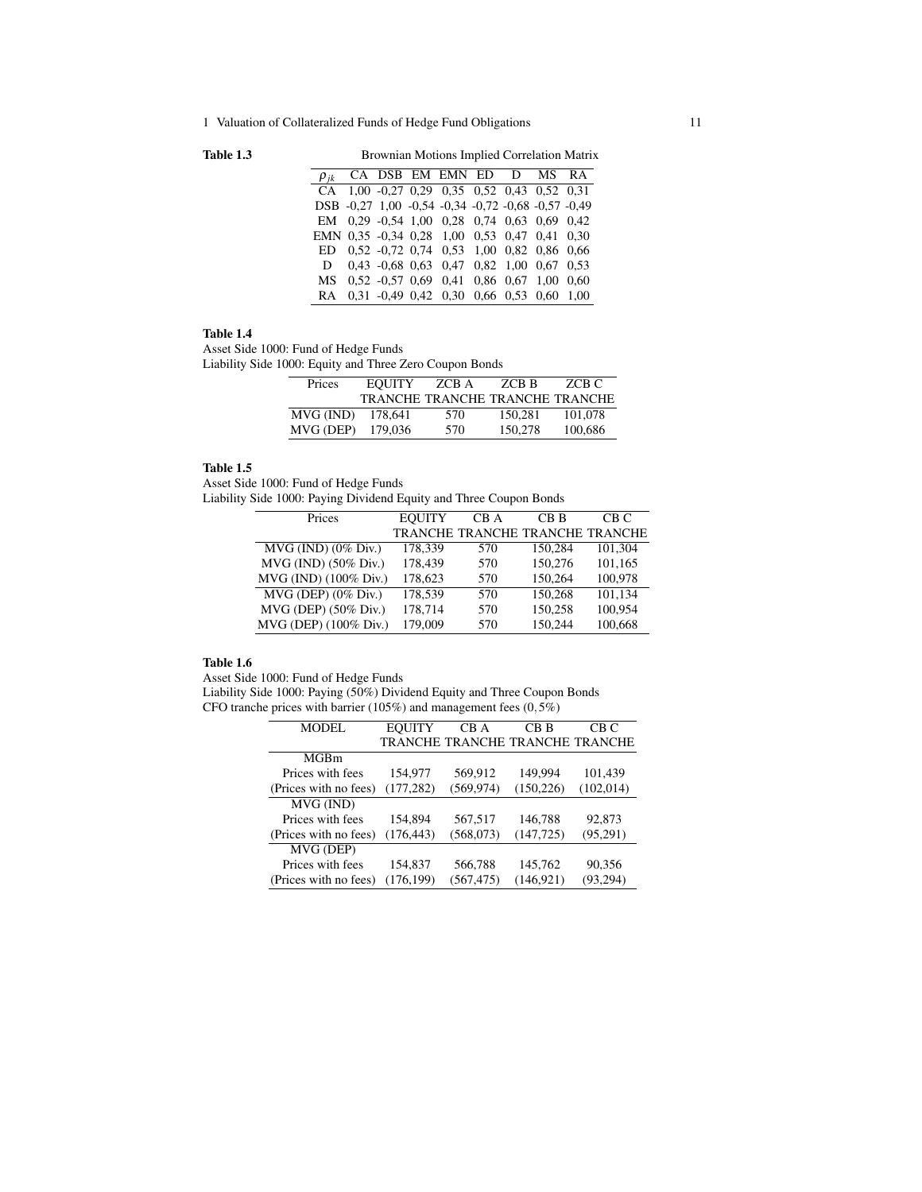**Table 1.3** Brownian Motions Implied Correlation Matrix

| $\rho_{jk}$ | CA | DSB | EM | EMN | ED | D | MS | RA |
|---|---|---|---|---|---|---|---|---|
| CA | 1,00 | -0,27 | 0,29 | 0,35 | 0,52 | 0,43 | 0,52 | 0,31 |
| DSB | -0,27 | 1,00 | -0,54 | -0,34 | -0,72 | -0,68 | -0,57 | -0,49 |
| EM | 0,29 | -0,54 | 1,00 | 0,28 | 0,74 | 0,63 | 0,69 | 0,42 |
| EMN | 0,35 | -0,34 | 0,28 | 1,00 | 0,53 | 0,47 | 0,41 | 0,30 |
| ED | 0,52 | -0,72 | 0,74 | 0,53 | 1,00 | 0,82 | 0,86 | 0,66 |
| D | 0,43 | -0,68 | 0,63 | 0,47 | 0,82 | 1,00 | 0,67 | 0,53 |
| MS | 0,52 | -0,57 | 0,69 | 0,41 | 0,86 | 0,67 | 1,00 | 0,60 |
| RA | 0,31 | -0,49 | 0,42 | 0,30 | 0,66 | 0,53 | 0,60 | 1,00 |

**Table 1.4**
Asset Side 1000: Fund of Hedge Funds
Liability Side 1000: Equity and Three Zero Coupon Bonds

| Prices | EQUITY TRANCHE | ZCB A TRANCHE | ZCB B TRANCHE | ZCB C TRANCHE |
|---|---|---|---|---|
| MVG (IND) | 178,641 | 570 | 150,281 | 101,078 |
| MVG (DEP) | 179,036 | 570 | 150,278 | 100,686 |

**Table 1.5**
Asset Side 1000: Fund of Hedge Funds
Liability Side 1000: Paying Dividend Equity and Three Coupon Bonds

| Prices | EQUITY TRANCHE | CB A TRANCHE | CB B TRANCHE | CB C TRANCHE |
|---|---|---|---|---|
| MVG (IND) (0% Div.) | 178,339 | 570 | 150,284 | 101,304 |
| MVG (IND) (50% Div.) | 178,439 | 570 | 150,276 | 101,165 |
| MVG (IND) (100% Div.) | 178,623 | 570 | 150,264 | 100,978 |
| MVG (DEP) (0% Div.) | 178,539 | 570 | 150,268 | 101,134 |
| MVG (DEP) (50% Div.) | 178,714 | 570 | 150,258 | 100,954 |
| MVG (DEP) (100% Div.) | 179,009 | 570 | 150,244 | 100,668 |

**Table 1.6**
Asset Side 1000: Fund of Hedge Funds
Liability Side 1000: Paying (50%) Dividend Equity and Three Coupon Bonds
CFO tranche prices with barrier (105%) and management fees (0,5%)

| MODEL | EQUITY TRANCHE | CB A TRANCHE | CB B TRANCHE | CB C TRANCHE |
|---|---|---|---|---|
| MGBm | | | | |
| Prices with fees | 154,977 | 569,912 | 149,994 | 101,439 |
| (Prices with no fees) | (177,282) | (569,974) | (150,226) | (102,014) |
| MVG (IND) | | | | |
| Prices with fees | 154,894 | 567,517 | 146,788 | 92,873 |
| (Prices with no fees) | (176,443) | (568,073) | (147,725) | (95,291) |
| MVG (DEP) | | | | |
| Prices with fees | 154,837 | 566,788 | 145,762 | 90,356 |
| (Prices with no fees) | (176,199) | (567,475) | (146,921) | (93,294) |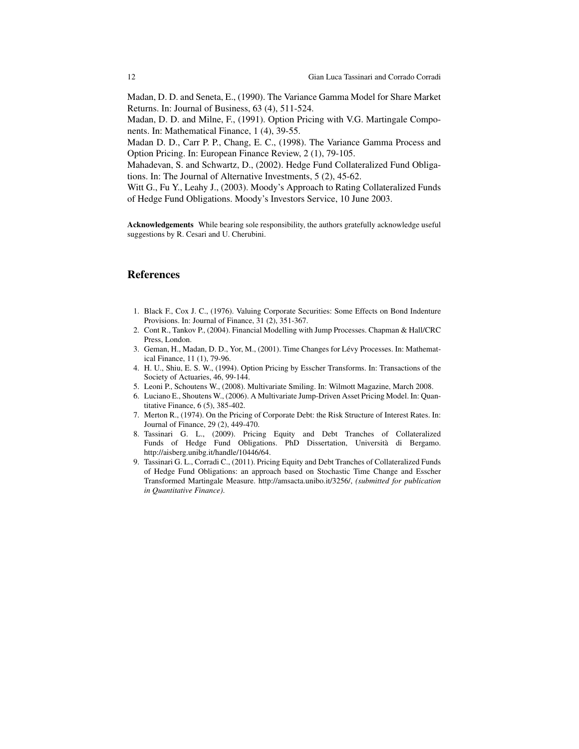Madan, D. D. and Seneta, E., (1990). The Variance Gamma Model for Share Market Returns. In: Journal of Business, 63 (4), 511-524.

Madan, D. D. and Milne, F., (1991). Option Pricing with V.G. Martingale Components. In: Mathematical Finance, 1 (4), 39-55.

Madan D. D., Carr P. P., Chang, E. C., (1998). The Variance Gamma Process and Option Pricing. In: European Finance Review, 2 (1), 79-105.

Mahadevan, S. and Schwartz, D., (2002). Hedge Fund Collateralized Fund Obligations. In: The Journal of Alternative Investments, 5 (2), 45-62.

Witt G., Fu Y., Leahy J., (2003). Moody's Approach to Rating Collateralized Funds of Hedge Fund Obligations. Moody's Investors Service, 10 June 2003.

**Acknowledgements** While bearing sole responsibility, the authors gratefully acknowledge useful suggestions by R. Cesari and U. Cherubini.

## References

1. Black F., Cox J. C., (1976). Valuing Corporate Securities: Some Effects on Bond Indenture Provisions. In: Journal of Finance, 31 (2), 351-367.
2. Cont R., Tankov P., (2004). Financial Modelling with Jump Processes. Chapman & Hall/CRC Press, London.
3. Geman, H., Madan, D. D., Yor, M., (2001). Time Changes for Lévy Processes. In: Mathematical Finance, 11 (1), 79-96.
4. H. U., Shiu, E. S. W., (1994). Option Pricing by Esscher Transforms. In: Transactions of the Society of Actuaries, 46, 99-144.
5. Leoni P., Schoutens W., (2008). Multivariate Smiling. In: Wilmott Magazine, March 2008.
6. Luciano E., Shoutens W., (2006). A Multivariate Jump-Driven Asset Pricing Model. In: Quantitative Finance, 6 (5), 385-402.
7. Merton R., (1974). On the Pricing of Corporate Debt: the Risk Structure of Interest Rates. In: Journal of Finance, 29 (2), 449-470.
8. Tassinari G. L., (2009). Pricing Equity and Debt Tranches of Collateralized Funds of Hedge Fund Obligations. PhD Dissertation, Università di Bergamo. http://aisberg.unibg.it/handle/10446/64.
9. Tassinari G. L., Corradi C., (2011). Pricing Equity and Debt Tranches of Collateralized Funds of Hedge Fund Obligations: an approach based on Stochastic Time Change and Esscher Transformed Martingale Measure. http://amsacta.unibo.it/3256/, *(submitted for publication in Quantitative Finance)*.